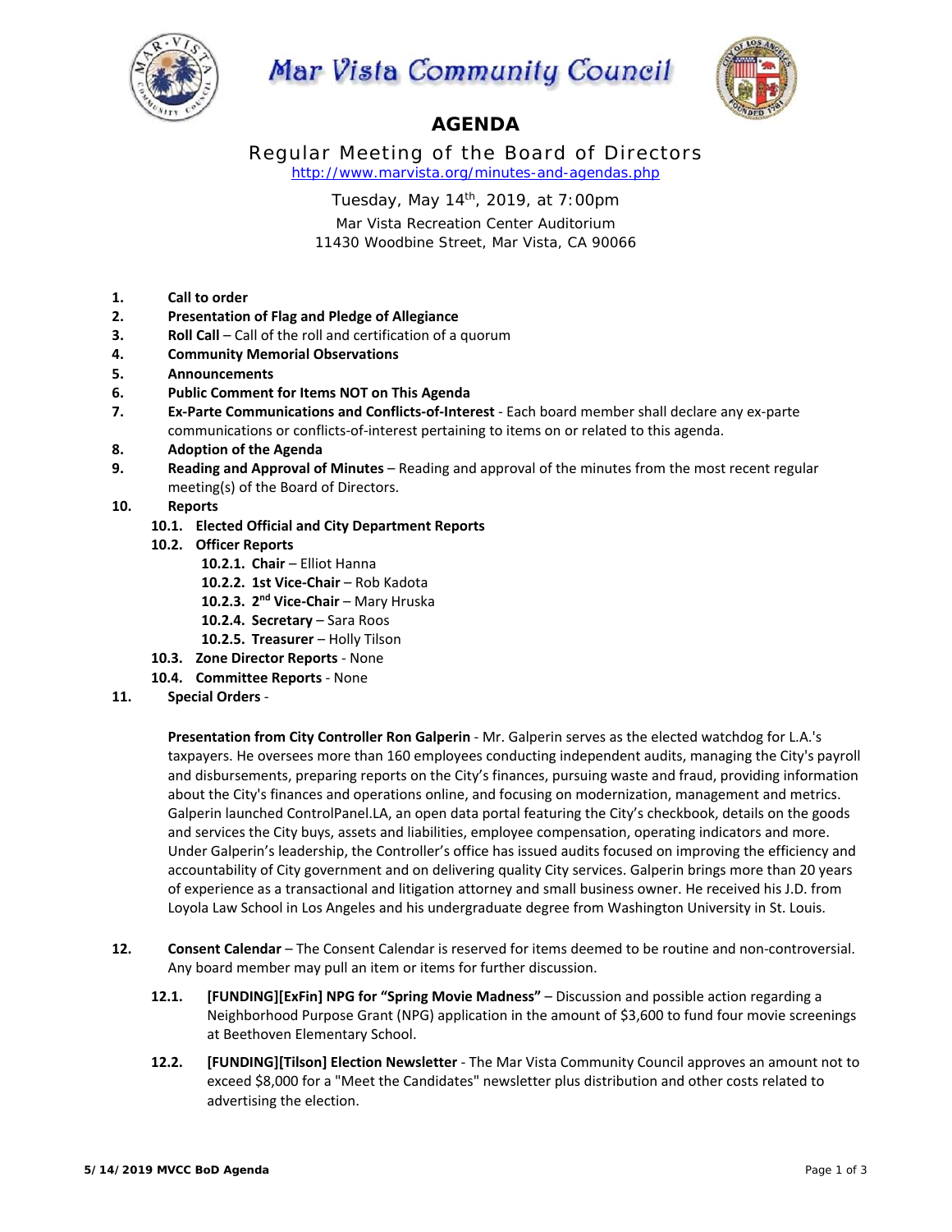# Mar Vista Community Council

## AGENDA

### Regular Meeting of the Board of Directors

http://www.marvista.org/minutes-and-agendas.php

Tuesday, May 14th, 2019, at 7:00pm
Mar Vista Recreation Center Auditorium
11430 Woodbine Street, Mar Vista, CA 90066

1. **Call to order**
2. **Presentation of Flag and Pledge of Allegiance**
3. **Roll Call** – Call of the roll and certification of a quorum
4. **Community Memorial Observations**
5. **Announcements**
6. **Public Comment for Items NOT on This Agenda**
7. **Ex-Parte Communications and Conflicts-of-Interest** - Each board member shall declare any ex-parte communications or conflicts-of-interest pertaining to items on or related to this agenda.
8. **Adoption of the Agenda**
9. **Reading and Approval of Minutes** – Reading and approval of the minutes from the most recent regular meeting(s) of the Board of Directors.
10. **Reports**
    - **10.1. Elected Official and City Department Reports**
    - **10.2. Officer Reports**
        - **10.2.1. Chair** – Elliot Hanna
        - **10.2.2. 1st Vice-Chair** – Rob Kadota
        - **10.2.3. 2nd Vice-Chair** – Mary Hruska
        - **10.2.4. Secretary** – Sara Roos
        - **10.2.5. Treasurer** – Holly Tilson
    - **10.3. Zone Director Reports** - None
    - **10.4. Committee Reports** - None
11. **Special Orders** -

    **Presentation from City Controller Ron Galperin** - Mr. Galperin serves as the elected watchdog for L.A.'s taxpayers. He oversees more than 160 employees conducting independent audits, managing the City's payroll and disbursements, preparing reports on the City's finances, pursuing waste and fraud, providing information about the City's finances and operations online, and focusing on modernization, management and metrics. Galperin launched ControlPanel.LA, an open data portal featuring the City's checkbook, details on the goods and services the City buys, assets and liabilities, employee compensation, operating indicators and more. Under Galperin's leadership, the Controller's office has issued audits focused on improving the efficiency and accountability of City government and on delivering quality City services. Galperin brings more than 20 years of experience as a transactional and litigation attorney and small business owner. He received his J.D. from Loyola Law School in Los Angeles and his undergraduate degree from Washington University in St. Louis.

12. **Consent Calendar** – The Consent Calendar is reserved for items deemed to be routine and non-controversial. Any board member may pull an item or items for further discussion.

    **12.1. [FUNDING][ExFin] NPG for "Spring Movie Madness"** – Discussion and possible action regarding a Neighborhood Purpose Grant (NPG) application in the amount of $3,600 to fund four movie screenings at Beethoven Elementary School.

    **12.2. [FUNDING][Tilson] Election Newsletter** - The Mar Vista Community Council approves an amount not to exceed $8,000 for a "Meet the Candidates" newsletter plus distribution and other costs related to advertising the election.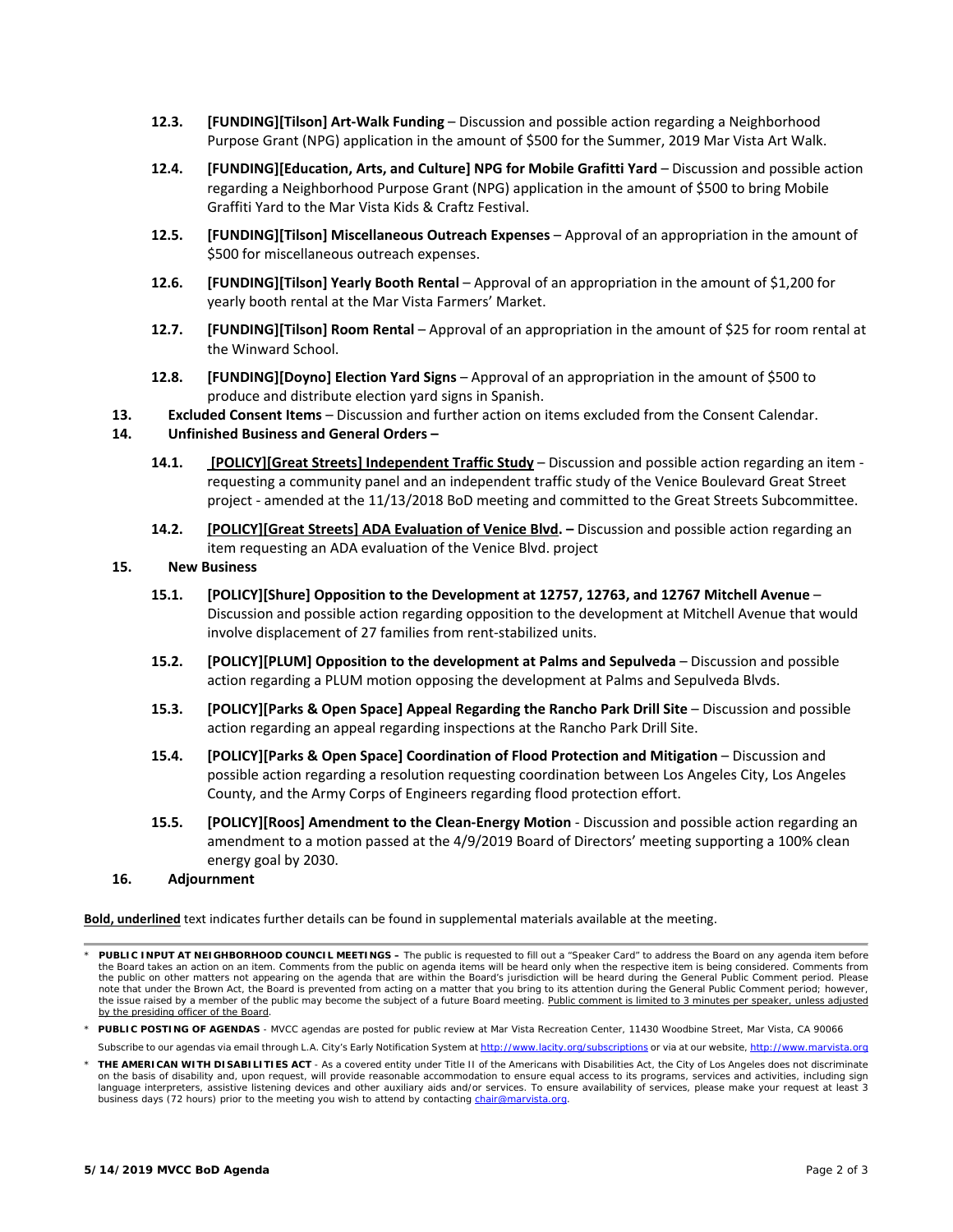- **12.3. [FUNDING][Tilson] Art-Walk Funding** – Discussion and possible action regarding a Neighborhood Purpose Grant (NPG) application in the amount of $500 for the Summer, 2019 Mar Vista Art Walk.
- **12.4. [FUNDING][Education, Arts, and Culture] NPG for Mobile Grafitti Yard** – Discussion and possible action regarding a Neighborhood Purpose Grant (NPG) application in the amount of $500 to bring Mobile Graffiti Yard to the Mar Vista Kids & Craftz Festival.
- **12.5. [FUNDING][Tilson] Miscellaneous Outreach Expenses** – Approval of an appropriation in the amount of $500 for miscellaneous outreach expenses.
- **12.6. [FUNDING][Tilson] Yearly Booth Rental** – Approval of an appropriation in the amount of $1,200 for yearly booth rental at the Mar Vista Farmers' Market.
- **12.7. [FUNDING][Tilson] Room Rental** – Approval of an appropriation in the amount of $25 for room rental at the Winward School.
- **12.8. [FUNDING][Doyno] Election Yard Signs** – Approval of an appropriation in the amount of $500 to produce and distribute election yard signs in Spanish.

**13. Excluded Consent Items** – Discussion and further action on items excluded from the Consent Calendar.

**14. Unfinished Business and General Orders –**

- **14.1. <u>[POLICY][Great Streets] Independent Traffic Study</u>** – Discussion and possible action regarding an item - requesting a community panel and an independent traffic study of the Venice Boulevard Great Street project - amended at the 11/13/2018 BoD meeting and committed to the Great Streets Subcommittee.
- **14.2. <u>[POLICY][Great Streets] ADA Evaluation of Venice Blvd.</u> –** Discussion and possible action regarding an item requesting an ADA evaluation of the Venice Blvd. project

**15. New Business**

- **15.1. [POLICY][Shure] Opposition to the Development at 12757, 12763, and 12767 Mitchell Avenue** – Discussion and possible action regarding opposition to the development at Mitchell Avenue that would involve displacement of 27 families from rent-stabilized units.
- **15.2. [POLICY][PLUM] Opposition to the development at Palms and Sepulveda** – Discussion and possible action regarding a PLUM motion opposing the development at Palms and Sepulveda Blvds.
- **15.3. [POLICY][Parks & Open Space] Appeal Regarding the Rancho Park Drill Site** – Discussion and possible action regarding an appeal regarding inspections at the Rancho Park Drill Site.
- **15.4. [POLICY][Parks & Open Space] Coordination of Flood Protection and Mitigation** – Discussion and possible action regarding a resolution requesting coordination between Los Angeles City, Los Angeles County, and the Army Corps of Engineers regarding flood protection effort.
- **15.5. [POLICY][Roos] Amendment to the Clean-Energy Motion** - Discussion and possible action regarding an amendment to a motion passed at the 4/9/2019 Board of Directors' meeting supporting a 100% clean energy goal by 2030.

**16. Adjournment**

**<u>Bold, underlined</u>** text indicates further details can be found in supplemental materials available at the meeting.

---

* **PUBLIC INPUT AT NEIGHBORHOOD COUNCIL MEETINGS –** The public is requested to fill out a "Speaker Card" to address the Board on any agenda item before the Board takes an action on an item. Comments from the public on agenda items will be heard only when the respective item is being considered. Comments from the public on other matters not appearing on the agenda that are within the Board's jurisdiction will be heard during the General Public Comment period. Please note that under the Brown Act, the Board is prevented from acting on a matter that you bring to its attention during the General Public Comment period; however, the issue raised by a member of the public may become the subject of a future Board meeting. <u>Public comment is limited to 3 minutes per speaker, unless adjusted by the presiding officer of the Board</u>.
* **PUBLIC POSTING OF AGENDAS** - MVCC agendas are posted for public review at Mar Vista Recreation Center, 11430 Woodbine Street, Mar Vista, CA 90066

  Subscribe to our agendas via email through L.A. City's Early Notification System at http://www.lacity.org/subscriptions or via at our website, http://www.marvista.org
* **THE AMERICAN WITH DISABILITIES ACT** - As a covered entity under Title II of the Americans with Disabilities Act, the City of Los Angeles does not discriminate on the basis of disability and, upon request, will provide reasonable accommodation to ensure equal access to its programs, services and activities, including sign language interpreters, assistive listening devices and other auxiliary aids and/or services. To ensure availability of services, please make your request at least 3 business days (72 hours) prior to the meeting you wish to attend by contacting chair@marvista.org.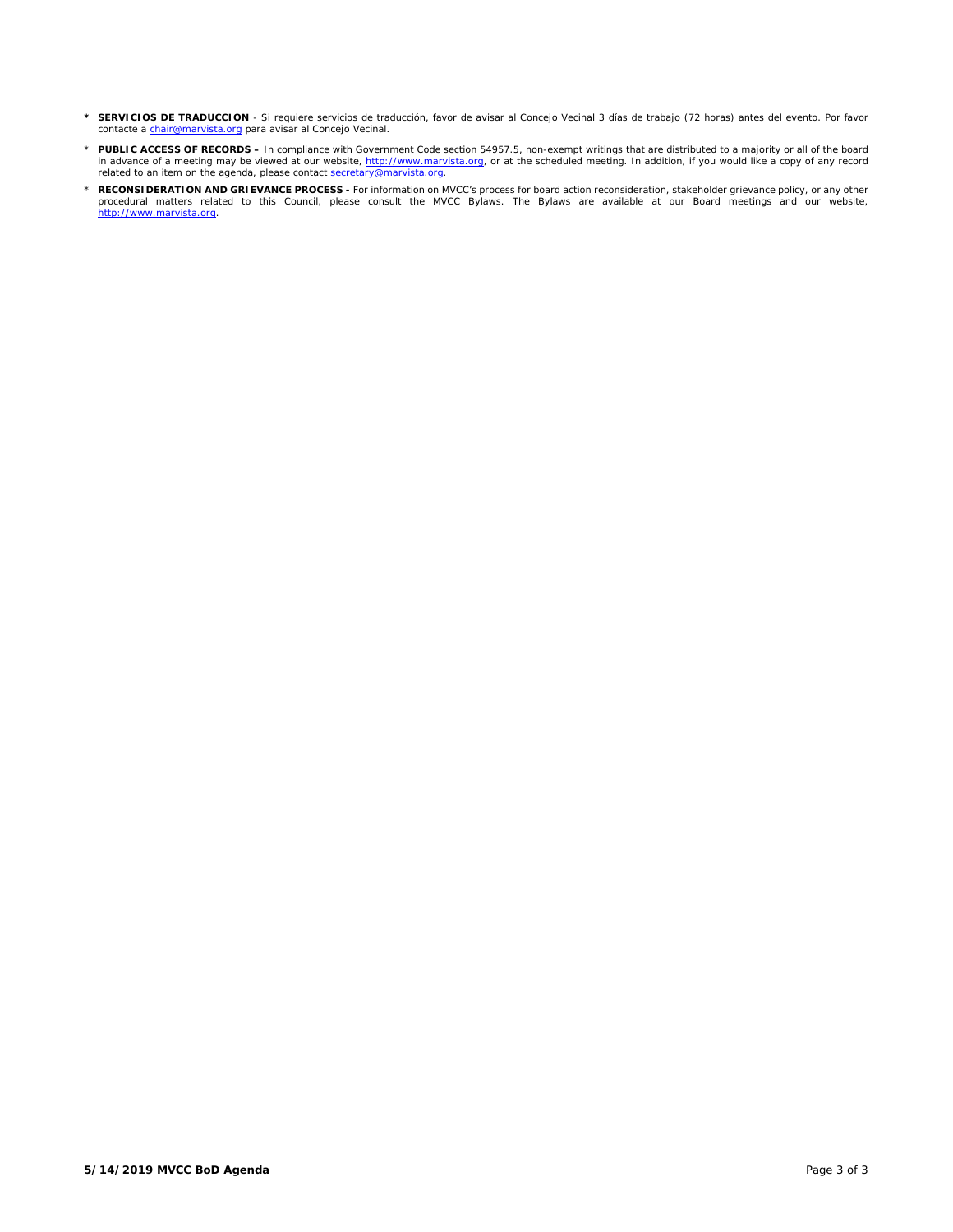* **SERVICIOS DE TRADUCCION** - Si requiere servicios de traducción, favor de avisar al Concejo Vecinal 3 días de trabajo (72 horas) antes del evento. Por favor contacte a chair@marvista.org para avisar al Concejo Vecinal.

* **PUBLIC ACCESS OF RECORDS –** In compliance with Government Code section 54957.5, non-exempt writings that are distributed to a majority or all of the board in advance of a meeting may be viewed at our website, http://www.marvista.org, or at the scheduled meeting. In addition, if you would like a copy of any record related to an item on the agenda, please contact secretary@marvista.org.

* **RECONSIDERATION AND GRIEVANCE PROCESS -** For information on MVCC's process for board action reconsideration, stakeholder grievance policy, or any other procedural matters related to this Council, please consult the MVCC Bylaws. The Bylaws are available at our Board meetings and our website, http://www.marvista.org.